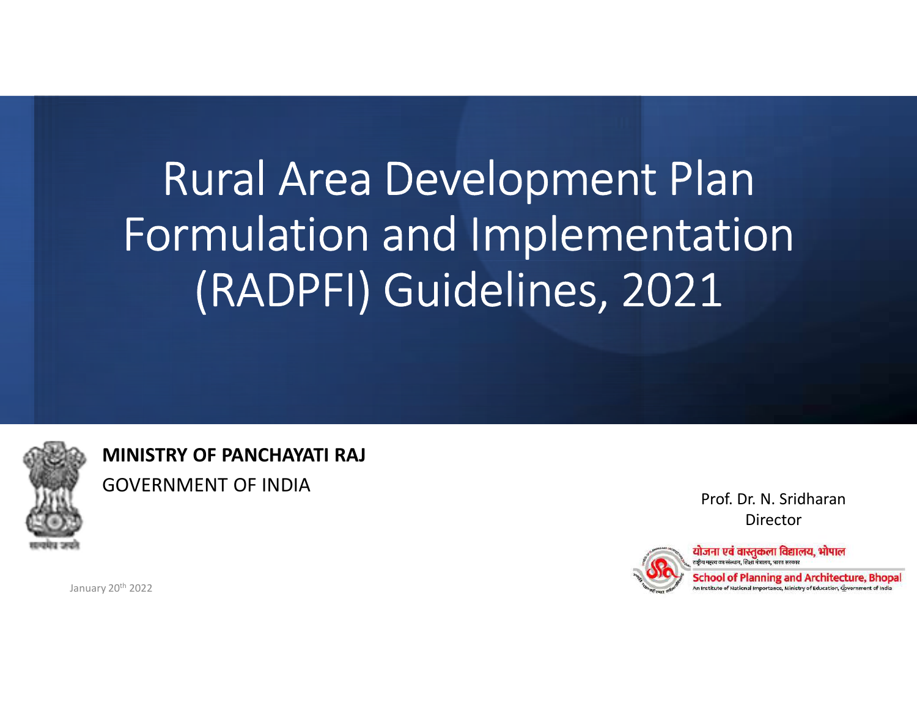# Rural Area Development Plan Formulation and Implementation (RADPFI) Guidelines, 2021

**MINISTRY OF PANCHAYATI RAJ**

GOVERNMENT OF INDIA

सत्यमेव जयते

Prof. Dr. N. Sridharan

Director

योजना एवं वास्तुकला विद्यालय, भोपाल

राष्ट्रीय महत्व का संस्थान, शिक्षा मंत्रालय, भारत सरकार

School of Planning and Architecture, Bhopal

An Institute of National Importance, Ministry of Education, Government of India

January 20th 2022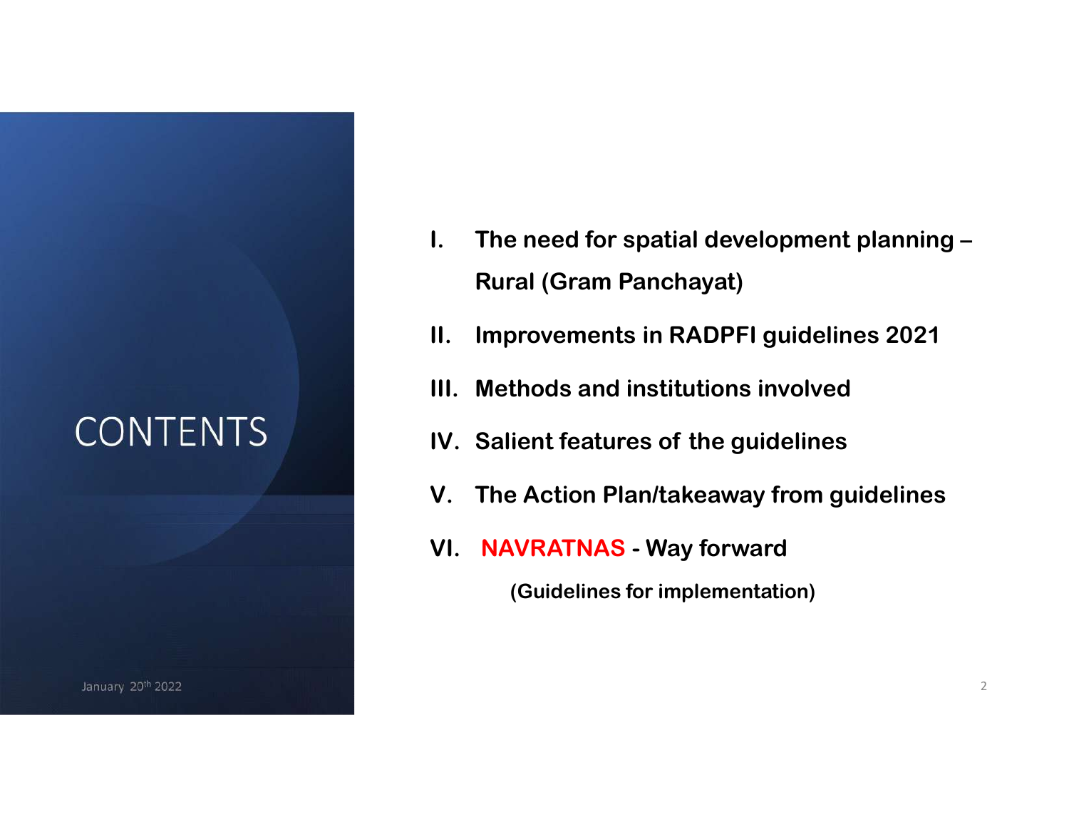# CONTENTS

January 20th 2022

I. The need for spatial development planning – Rural (Gram Panchayat)

II. Improvements in RADPFI guidelines 2021

III. Methods and institutions involved

IV. Salient features of the guidelines

V. The Action Plan/takeaway from guidelines

VI. NAVRATNAS - Way forward

(Guidelines for implementation)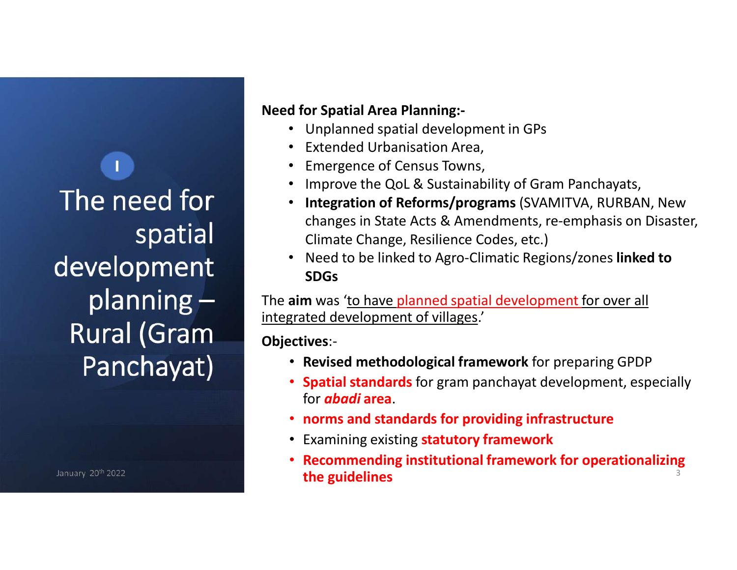# I

# The need for spatial development planning – Rural (Gram Panchayat)

January 20th 2022

**Need for Spatial Area Planning:-**

- Unplanned spatial development in GPs
- Extended Urbanisation Area,
- Emergence of Census Towns,
- Improve the QoL & Sustainability of Gram Panchayats,
- **Integration of Reforms/programs** (SVAMITVA, RURBAN, New changes in State Acts & Amendments, re-emphasis on Disaster, Climate Change, Resilience Codes, etc.)
- Need to be linked to Agro-Climatic Regions/zones **linked to SDGs**

The **aim** was 'to have planned spatial development for over all integrated development of villages.'

**Objectives**:-

- **Revised methodological framework** for preparing GPDP
- **Spatial standards** for gram panchayat development, especially for ***abadi* area**.
- **norms and standards for providing infrastructure**
- Examining existing **statutory framework**
- **Recommending institutional framework for operationalizing the guidelines**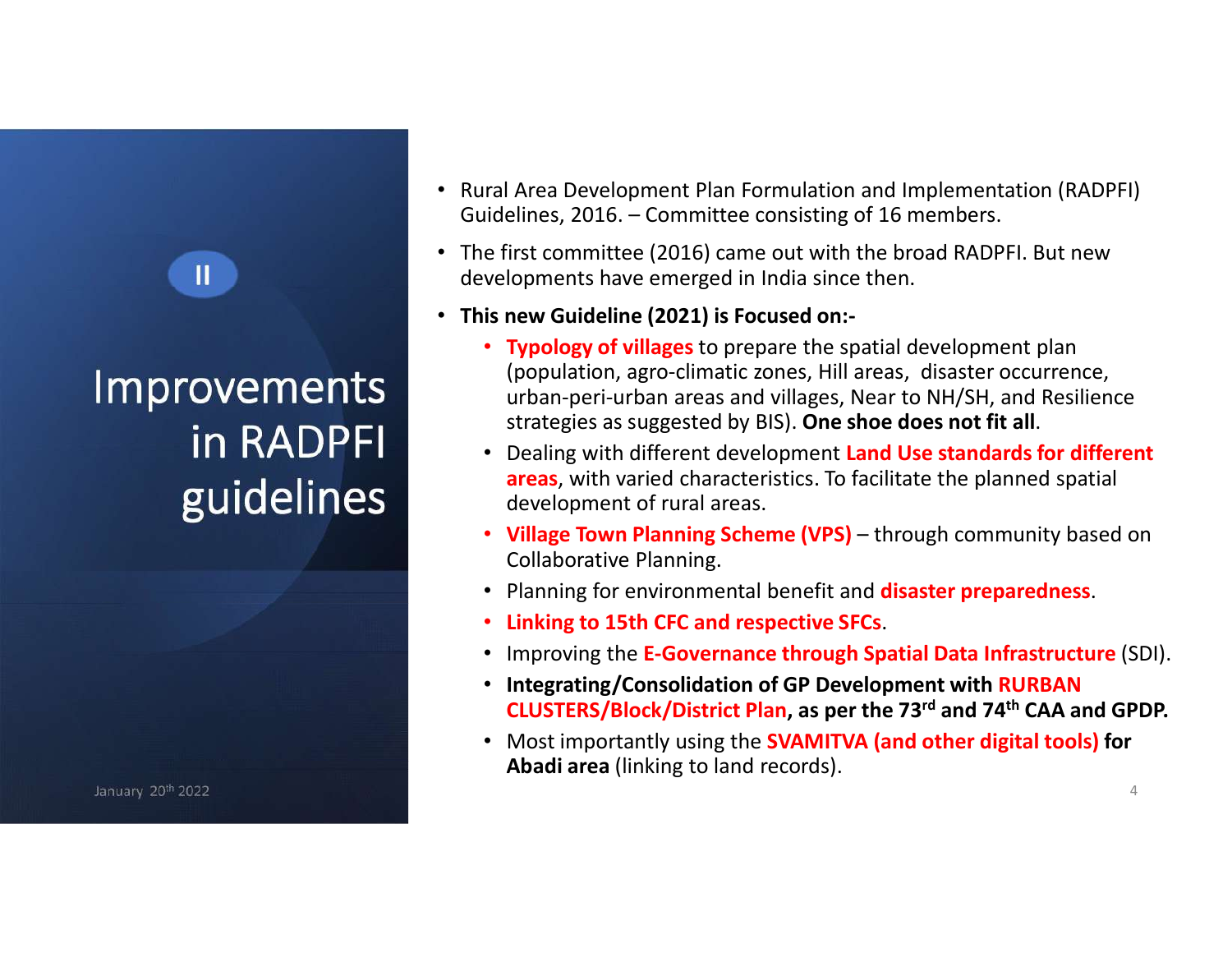II

# Improvements in RADPFI guidelines

- Rural Area Development Plan Formulation and Implementation (RADPFI) Guidelines, 2016. – Committee consisting of 16 members.
- The first committee (2016) came out with the broad RADPFI. But new developments have emerged in India since then.
- **This new Guideline (2021) is Focused on:-**
  - **Typology of villages** to prepare the spatial development plan (population, agro-climatic zones, Hill areas, disaster occurrence, urban-peri-urban areas and villages, Near to NH/SH, and Resilience strategies as suggested by BIS). **One shoe does not fit all**.
  - Dealing with different development **Land Use standards for different areas**, with varied characteristics. To facilitate the planned spatial development of rural areas.
  - **Village Town Planning Scheme (VPS)** – through community based on Collaborative Planning.
  - Planning for environmental benefit and **disaster preparedness**.
  - **Linking to 15th CFC and respective SFCs**.
  - Improving the **E-Governance through Spatial Data Infrastructure** (SDI).
  - **Integrating/Consolidation of GP Development with RURBAN CLUSTERS/Block/District Plan, as per the 73rd and 74th CAA and GPDP.**
  - Most importantly using the **SVAMITVA (and other digital tools) for Abadi area** (linking to land records).

January 20th 2022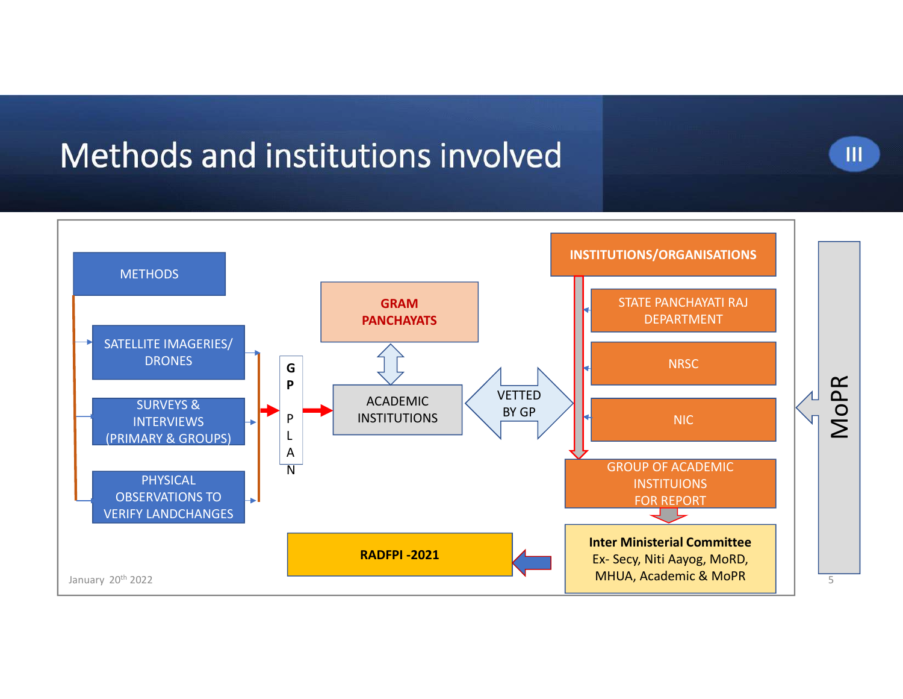# Methods and institutions involved

III

**METHODS**

- SATELLITE IMAGERIES/ DRONES
- SURVEYS & INTERVIEWS (PRIMARY & GROUPS)
- PHYSICAL OBSERVATIONS TO VERIFY LANDCHANGES

**GP PLAN**

**GRAM PANCHAYATS**

ACADEMIC INSTITUTIONS

VETTED BY GP

**INSTITUTIONS/ORGANISATIONS**

- STATE PANCHAYATI RAJ DEPARTMENT
- NRSC
- NIC

GROUP OF ACADEMIC INSTITUIONS FOR REPORT

**Inter Ministerial Committee**
Ex- Secy, Niti Aayog, MoRD, MHUA, Academic & MoPR

**RADFPI -2021**

MoPR

January 20th 2022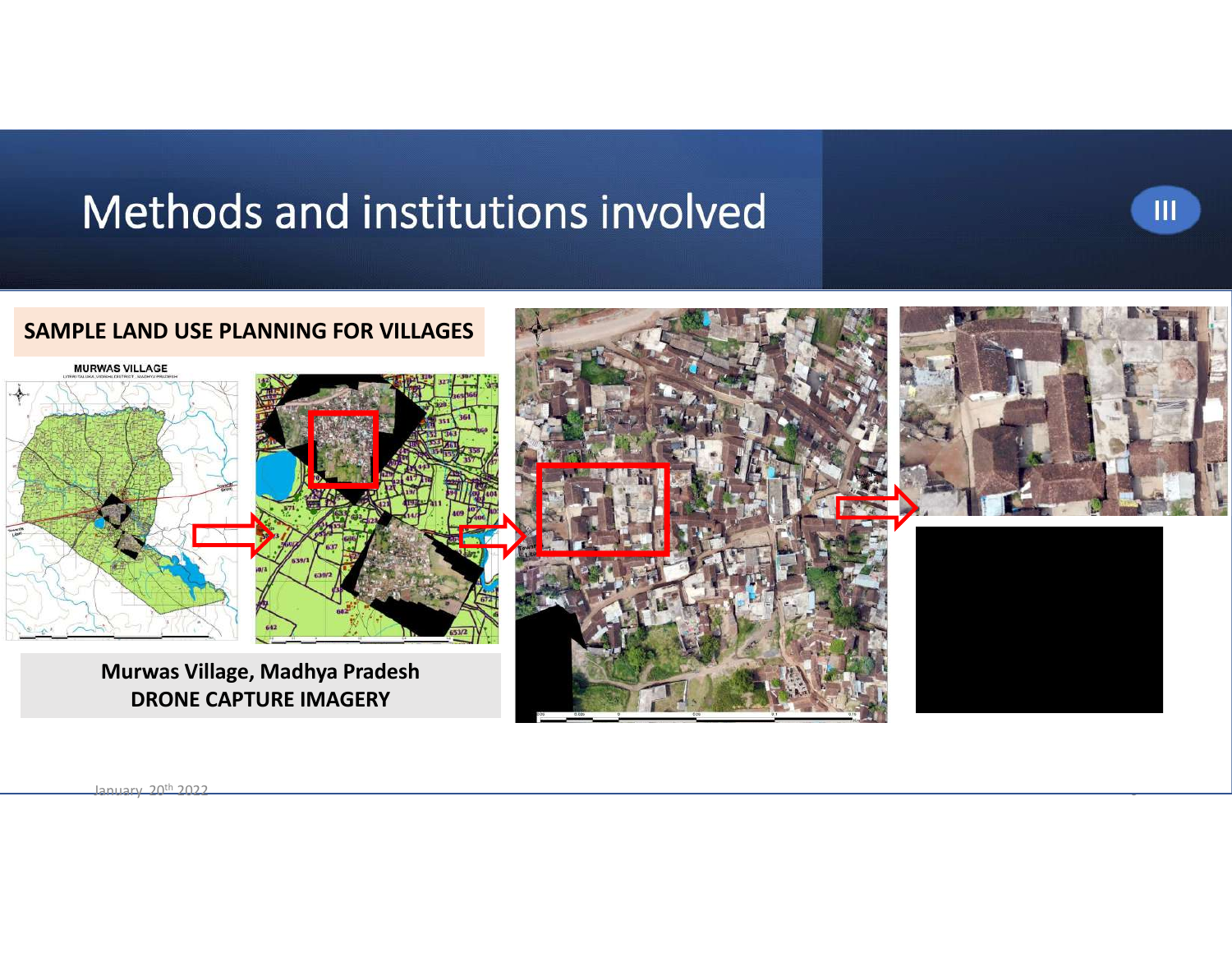# Methods and institutions involved

III

**SAMPLE LAND USE PLANNING FOR VILLAGES**

**Murwas Village, Madhya Pradesh**
**DRONE CAPTURE IMAGERY**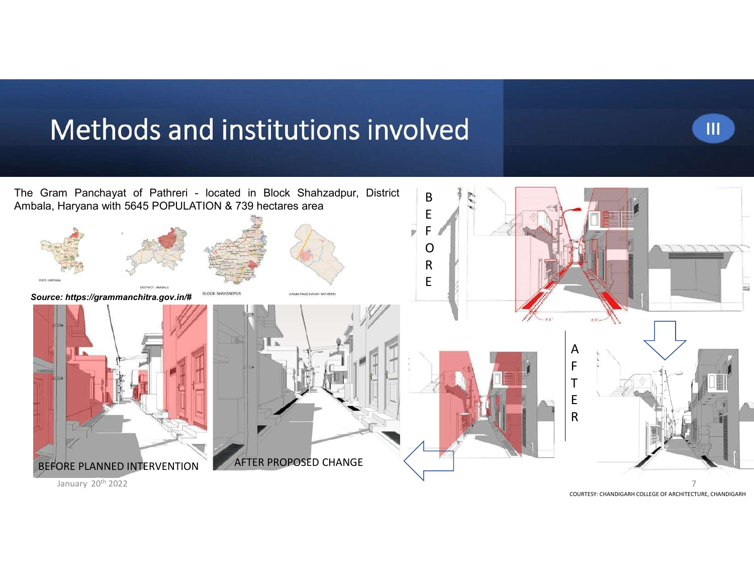# Methods and institutions involved

III

The Gram Panchayat of Pathreri - located in Block Shahzadpur, District Ambala, Haryana with 5645 POPULATION & 739 hectares area

STATE: HARYANA

DISTRICT: AMBALA

BLOCK: SHAHZADPUR

GRAM PANCHAYAT: PATHRERI

***Source: https://grammanchitra.gov.in/#***

BEFORE PLANNED INTERVENTION

AFTER PROPOSED CHANGE

BEFORE

AFTER

COURTESY: CHANDIGARH COLLEGE OF ARCHITECTURE, CHANDIGARH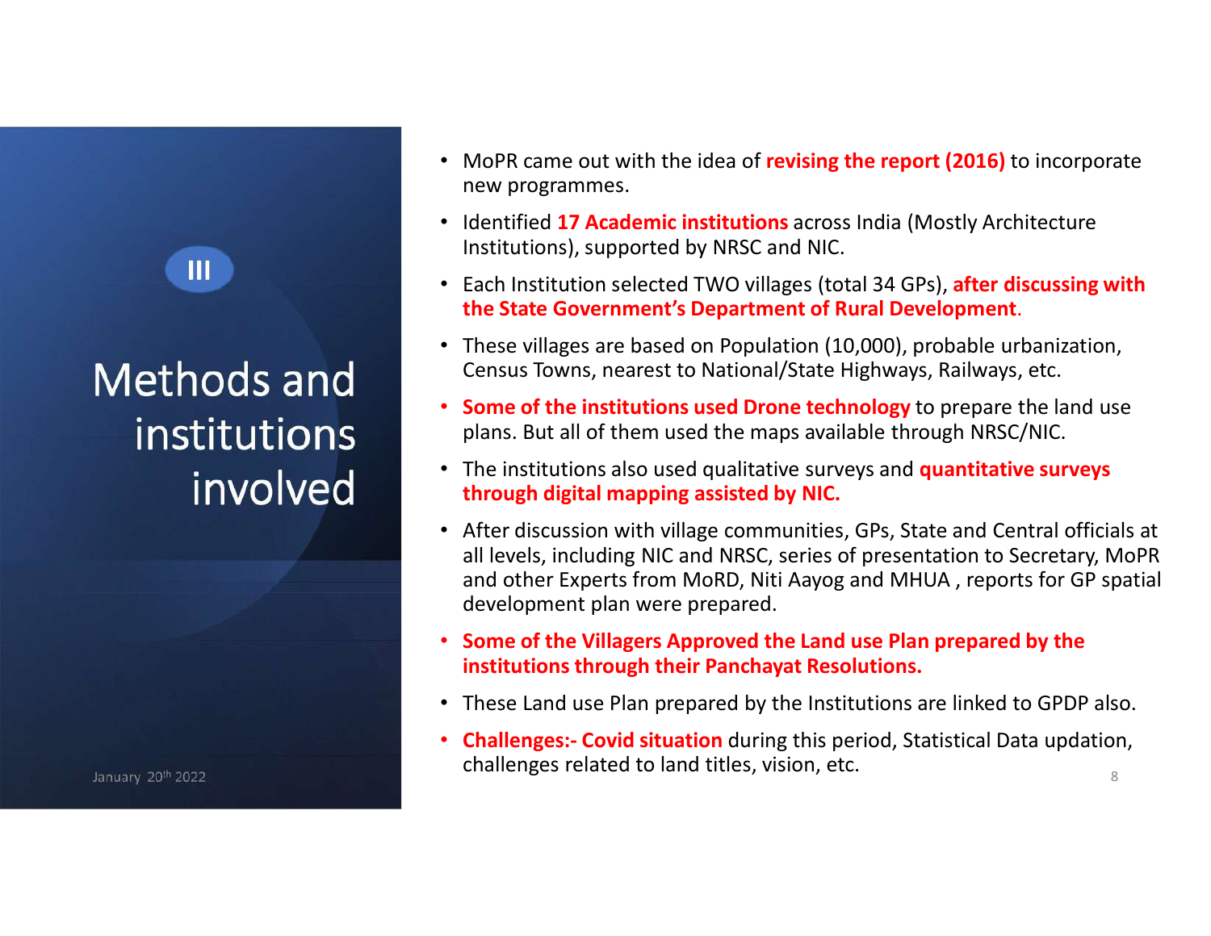III

# Methods and institutions involved

- MoPR came out with the idea of **revising the report (2016)** to incorporate new programmes.
- Identified **17 Academic institutions** across India (Mostly Architecture Institutions), supported by NRSC and NIC.
- Each Institution selected TWO villages (total 34 GPs), **after discussing with the State Government's Department of Rural Development**.
- These villages are based on Population (10,000), probable urbanization, Census Towns, nearest to National/State Highways, Railways, etc.
- **Some of the institutions used Drone technology** to prepare the land use plans. But all of them used the maps available through NRSC/NIC.
- The institutions also used qualitative surveys and **quantitative surveys through digital mapping assisted by NIC.**
- After discussion with village communities, GPs, State and Central officials at all levels, including NIC and NRSC, series of presentation to Secretary, MoPR and other Experts from MoRD, Niti Aayog and MHUA , reports for GP spatial development plan were prepared.
- **Some of the Villagers Approved the Land use Plan prepared by the institutions through their Panchayat Resolutions.**
- These Land use Plan prepared by the Institutions are linked to GPDP also.
- **Challenges:- Covid situation** during this period, Statistical Data updation, challenges related to land titles, vision, etc.

January 20th 2022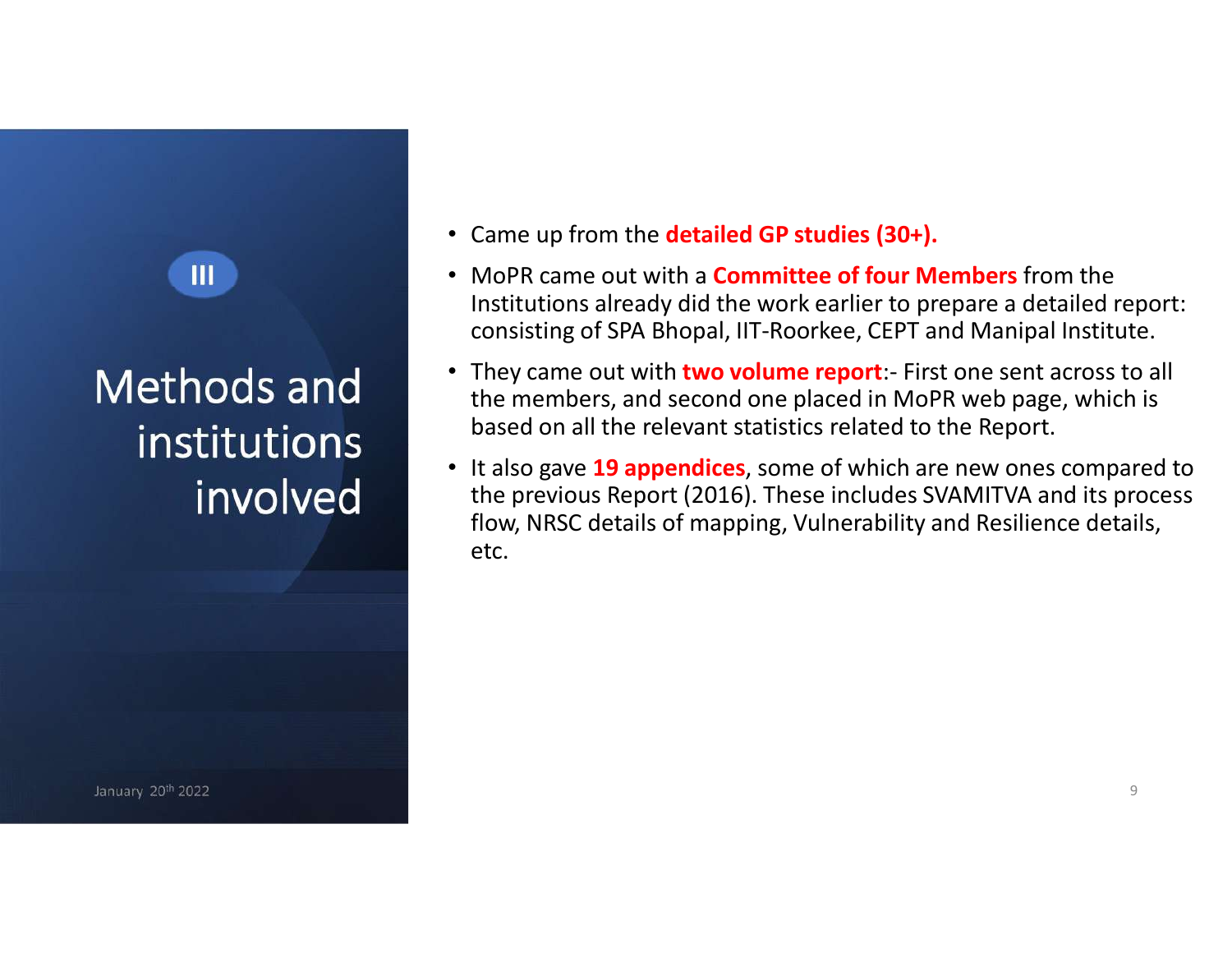III

# Methods and institutions involved

- Came up from the **detailed GP studies (30+).**
- MoPR came out with a **Committee of four Members** from the Institutions already did the work earlier to prepare a detailed report: consisting of SPA Bhopal, IIT-Roorkee, CEPT and Manipal Institute.
- They came out with **two volume report**:- First one sent across to all the members, and second one placed in MoPR web page, which is based on all the relevant statistics related to the Report.
- It also gave **19 appendices**, some of which are new ones compared to the previous Report (2016). These includes SVAMITVA and its process flow, NRSC details of mapping, Vulnerability and Resilience details, etc.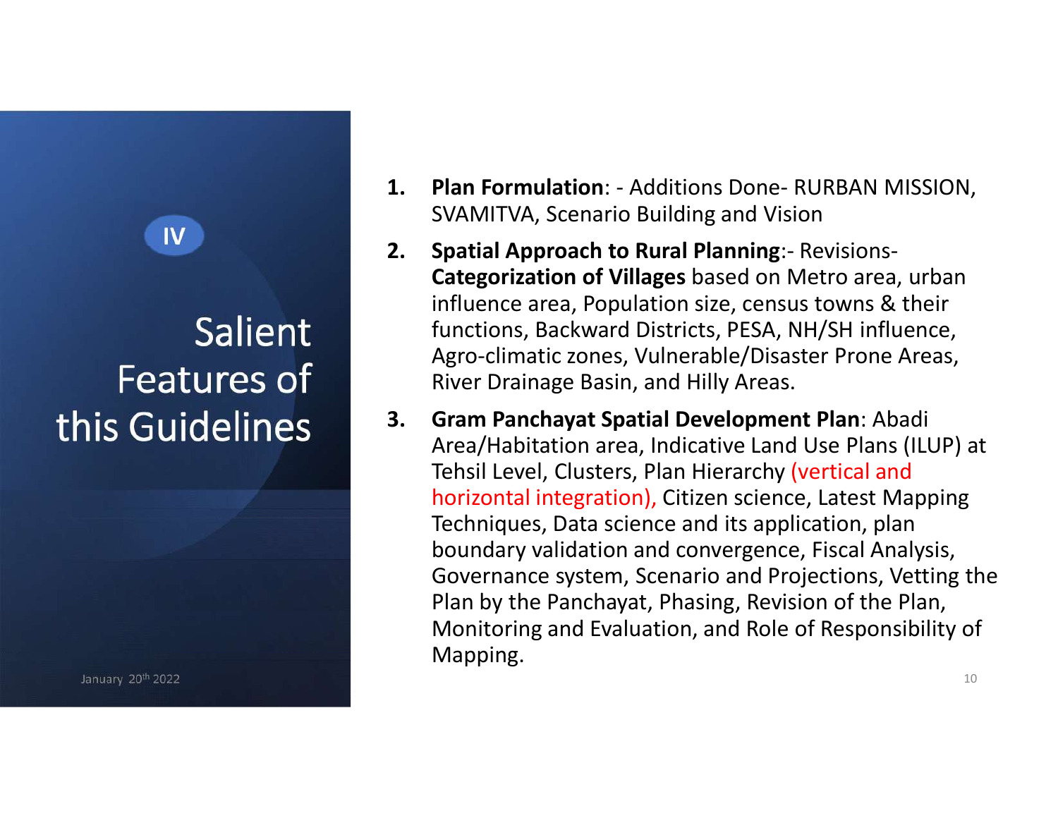IV

# Salient Features of this Guidelines

1. **Plan Formulation**: - Additions Done- RURBAN MISSION, SVAMITVA, Scenario Building and Vision
2. **Spatial Approach to Rural Planning**:- Revisions- **Categorization of Villages** based on Metro area, urban influence area, Population size, census towns & their functions, Backward Districts, PESA, NH/SH influence, Agro-climatic zones, Vulnerable/Disaster Prone Areas, River Drainage Basin, and Hilly Areas.
3. **Gram Panchayat Spatial Development Plan**: Abadi Area/Habitation area, Indicative Land Use Plans (ILUP) at Tehsil Level, Clusters, Plan Hierarchy (vertical and horizontal integration), Citizen science, Latest Mapping Techniques, Data science and its application, plan boundary validation and convergence, Fiscal Analysis, Governance system, Scenario and Projections, Vetting the Plan by the Panchayat, Phasing, Revision of the Plan, Monitoring and Evaluation, and Role of Responsibility of Mapping.

January 20th 2022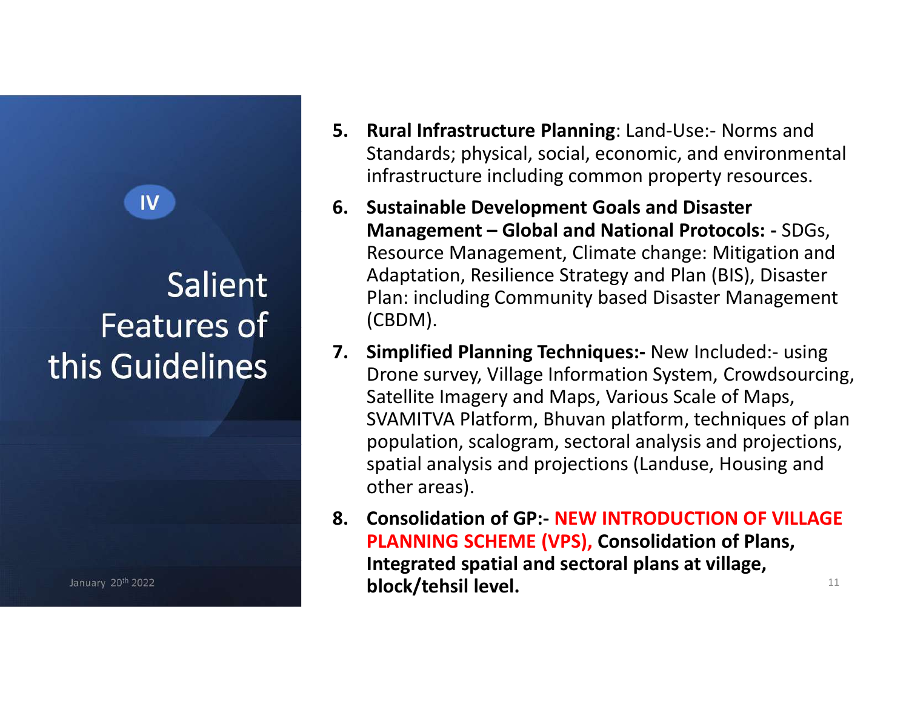## IV

# Salient Features of this Guidelines

5. **Rural Infrastructure Planning**: Land-Use:- Norms and Standards; physical, social, economic, and environmental infrastructure including common property resources.
6. **Sustainable Development Goals and Disaster Management – Global and National Protocols: -** SDGs, Resource Management, Climate change: Mitigation and Adaptation, Resilience Strategy and Plan (BIS), Disaster Plan: including Community based Disaster Management (CBDM).
7. **Simplified Planning Techniques:-** New Included:- using Drone survey, Village Information System, Crowdsourcing, Satellite Imagery and Maps, Various Scale of Maps, SVAMITVA Platform, Bhuvan platform, techniques of plan population, scalogram, sectoral analysis and projections, spatial analysis and projections (Landuse, Housing and other areas).
8. **Consolidation of GP:- NEW INTRODUCTION OF VILLAGE PLANNING SCHEME (VPS), Consolidation of Plans, Integrated spatial and sectoral plans at village, block/tehsil level.**

January 20th 2022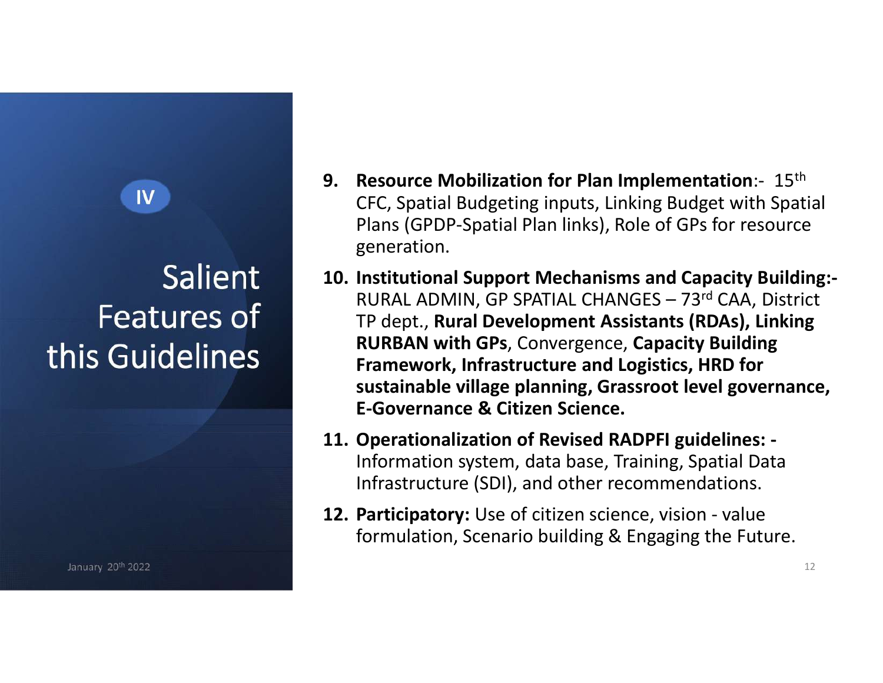IV

# Salient Features of this Guidelines

9. **Resource Mobilization for Plan Implementation**:- 15th CFC, Spatial Budgeting inputs, Linking Budget with Spatial Plans (GPDP-Spatial Plan links), Role of GPs for resource generation.
10. **Institutional Support Mechanisms and Capacity Building:-** RURAL ADMIN, GP SPATIAL CHANGES – 73rd CAA, District TP dept., **Rural Development Assistants (RDAs), Linking RURBAN with GPs**, Convergence, **Capacity Building Framework, Infrastructure and Logistics, HRD for sustainable village planning, Grassroot level governance, E-Governance & Citizen Science.**
11. **Operationalization of Revised RADPFI guidelines: -** Information system, data base, Training, Spatial Data Infrastructure (SDI), and other recommendations.
12. **Participatory:** Use of citizen science, vision - value formulation, Scenario building & Engaging the Future.

January 20th 2022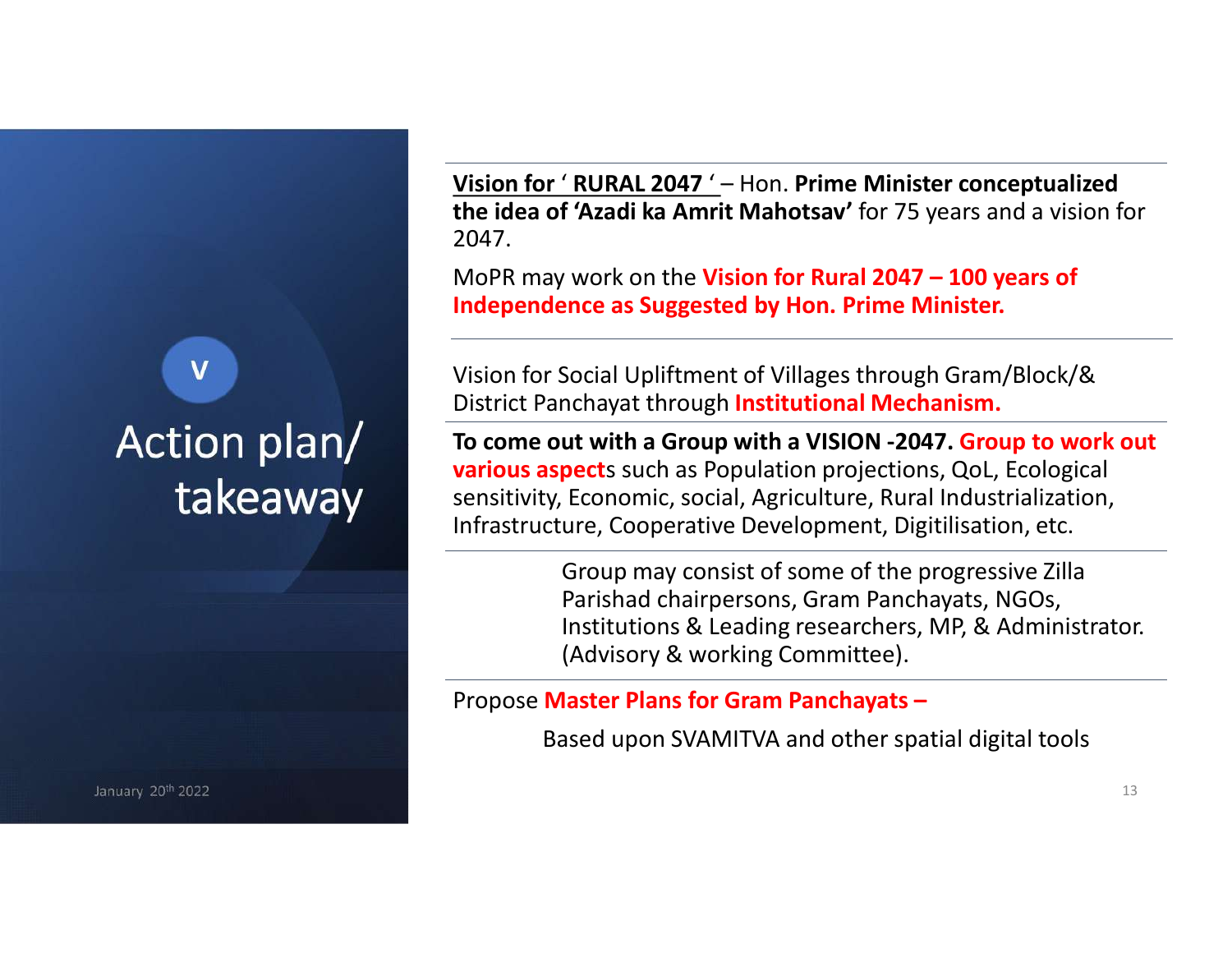## V

# Action plan/ takeaway

**Vision for ' RURAL 2047 '** – Hon. **Prime Minister conceptualized the idea of 'Azadi ka Amrit Mahotsav'** for 75 years and a vision for 2047.

MoPR may work on the **Vision for Rural 2047 – 100 years of Independence as Suggested by Hon. Prime Minister.**

Vision for Social Upliftment of Villages through Gram/Block/& District Panchayat through **Institutional Mechanism.**

**To come out with a Group with a VISION -2047. Group to work out various aspect**s such as Population projections, QoL, Ecological sensitivity, Economic, social, Agriculture, Rural Industrialization, Infrastructure, Cooperative Development, Digitilisation, etc.

Group may consist of some of the progressive Zilla Parishad chairpersons, Gram Panchayats, NGOs, Institutions & Leading researchers, MP, & Administrator. (Advisory & working Committee).

Propose **Master Plans for Gram Panchayats –**

Based upon SVAMITVA and other spatial digital tools

January 20th 2022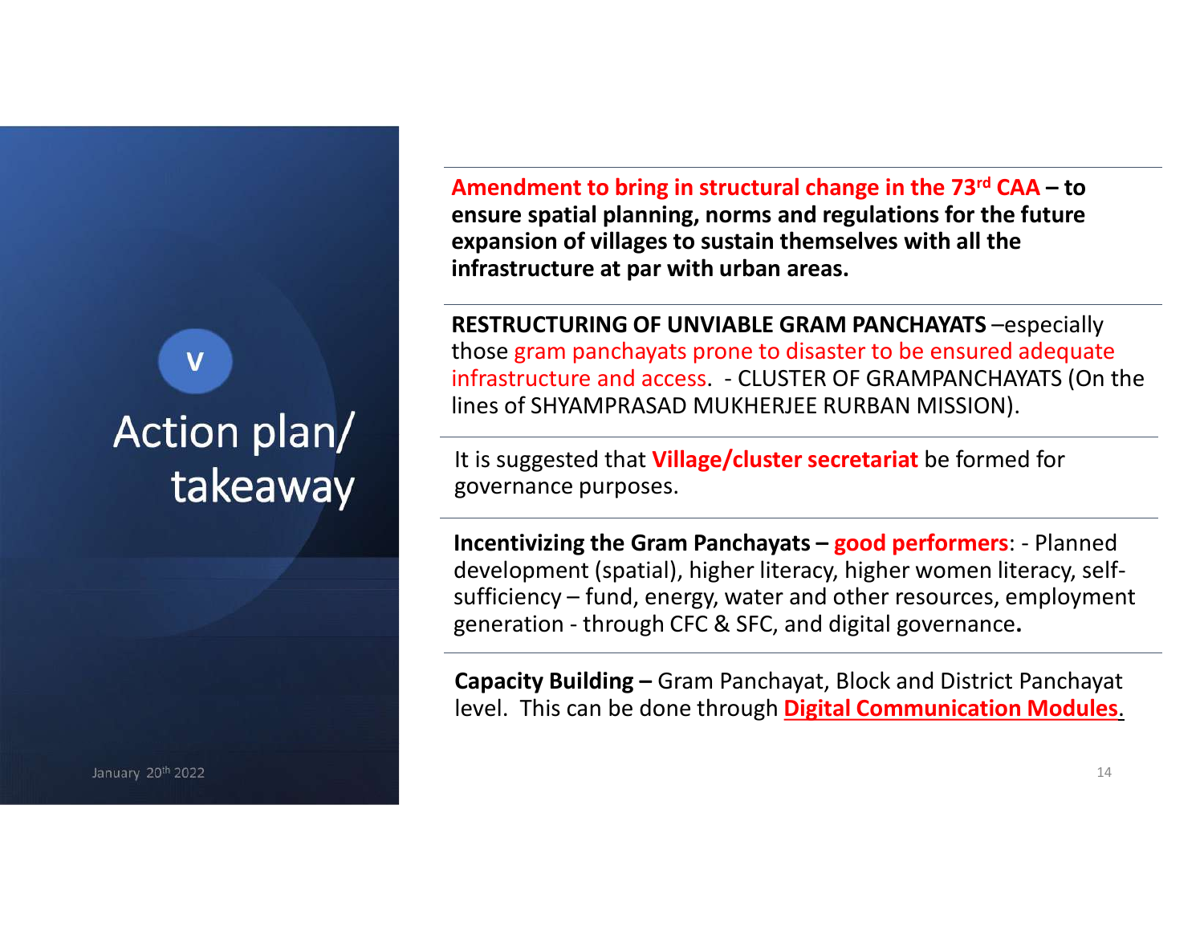## V

# Action plan/ takeaway

January 20th 2022

**Amendment to bring in structural change in the 73rd CAA – to ensure spatial planning, norms and regulations for the future expansion of villages to sustain themselves with all the infrastructure at par with urban areas.**

**RESTRUCTURING OF UNVIABLE GRAM PANCHAYATS** –especially those gram panchayats prone to disaster to be ensured adequate infrastructure and access. - CLUSTER OF GRAMPANCHAYATS (On the lines of SHYAMPRASAD MUKHERJEE RURBAN MISSION).

It is suggested that **Village/cluster secretariat** be formed for governance purposes.

**Incentivizing the Gram Panchayats – good performers**: - Planned development (spatial), higher literacy, higher women literacy, self-sufficiency – fund, energy, water and other resources, employment generation - through CFC & SFC, and digital governance**.**

**Capacity Building –** Gram Panchayat, Block and District Panchayat level. This can be done through **Digital Communication Modules**.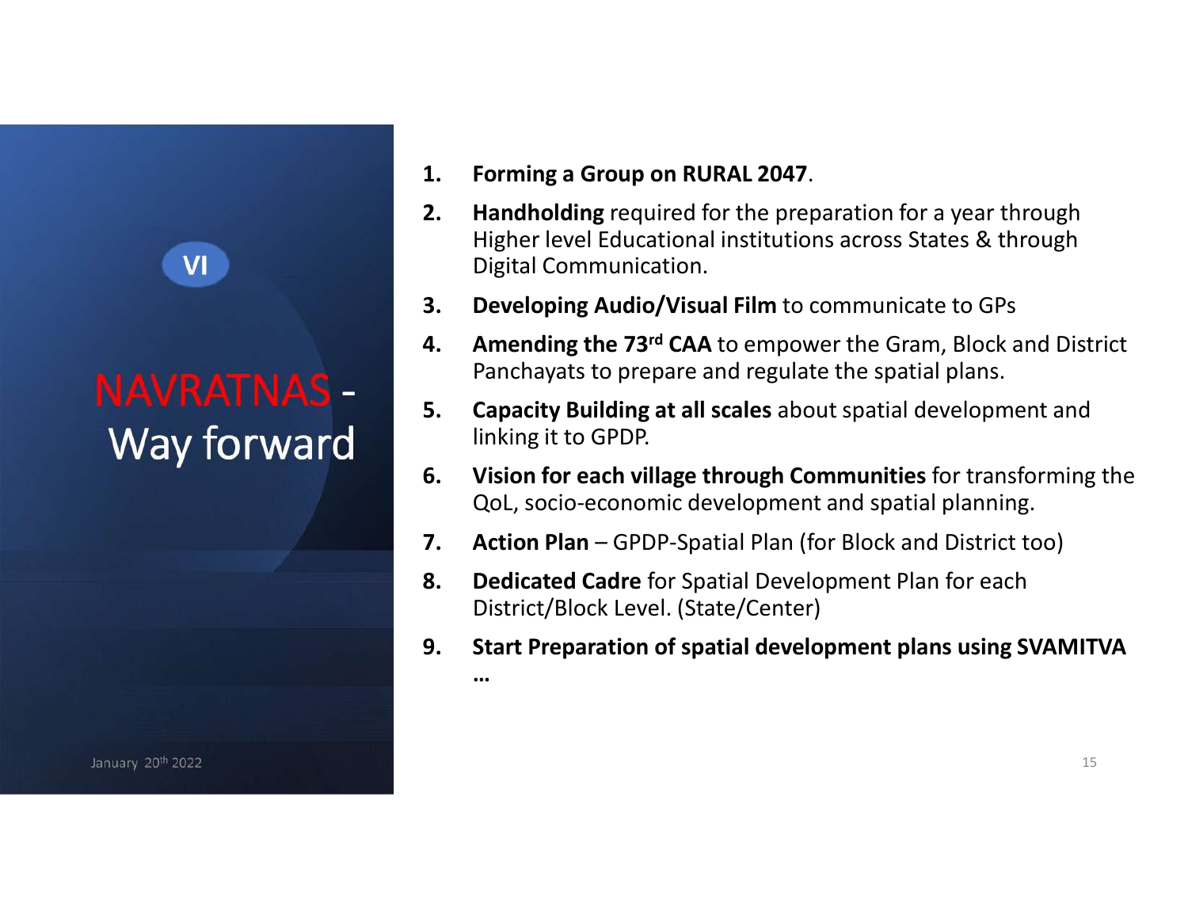VI

# NAVRATNAS - Way forward

1. **Forming a Group on RURAL 2047**.
2. **Handholding** required for the preparation for a year through Higher level Educational institutions across States & through Digital Communication.
3. **Developing Audio/Visual Film** to communicate to GPs
4. **Amending the 73rd CAA** to empower the Gram, Block and District Panchayats to prepare and regulate the spatial plans.
5. **Capacity Building at all scales** about spatial development and linking it to GPDP.
6. **Vision for each village through Communities** for transforming the QoL, socio-economic development and spatial planning.
7. **Action Plan** – GPDP-Spatial Plan (for Block and District too)
8. **Dedicated Cadre** for Spatial Development Plan for each District/Block Level. (State/Center)
9. **Start Preparation of spatial development plans using SVAMITVA**

…

January 20th 2022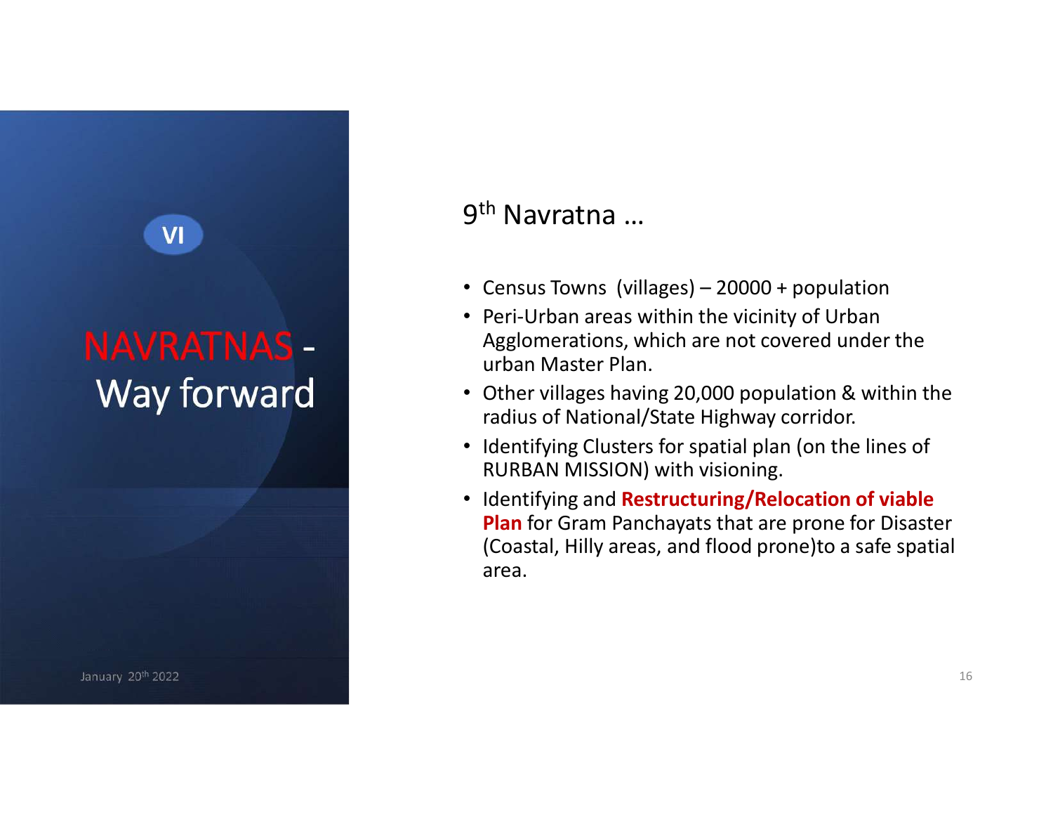VI

# NAVRATNAS - Way forward

## 9th Navratna …

- Census Towns (villages) – 20000 + population
- Peri-Urban areas within the vicinity of Urban Agglomerations, which are not covered under the urban Master Plan.
- Other villages having 20,000 population & within the radius of National/State Highway corridor.
- Identifying Clusters for spatial plan (on the lines of RURBAN MISSION) with visioning.
- Identifying and **Restructuring/Relocation of viable Plan** for Gram Panchayats that are prone for Disaster (Coastal, Hilly areas, and flood prone)to a safe spatial area.

January 20th 2022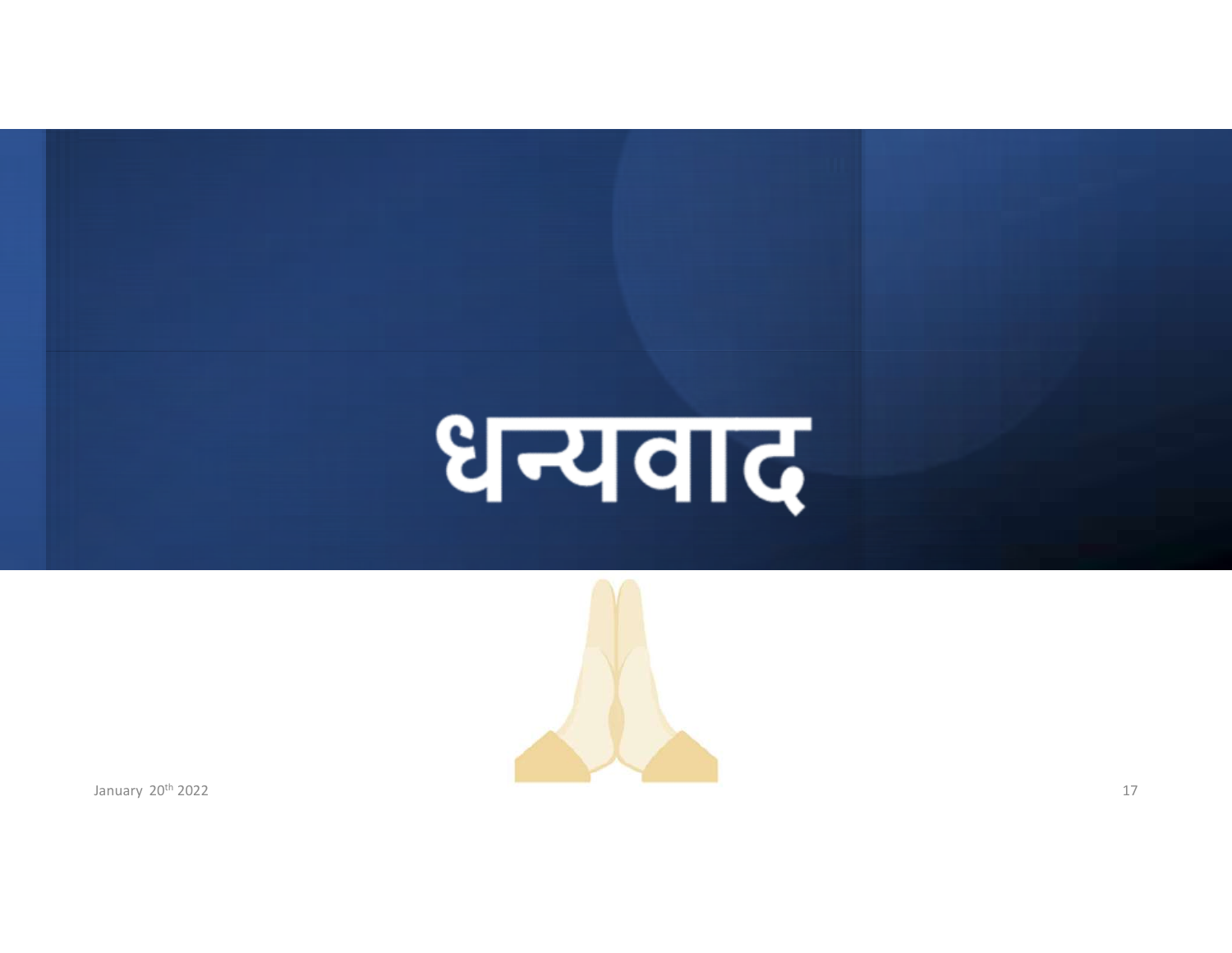# धन्यवाद